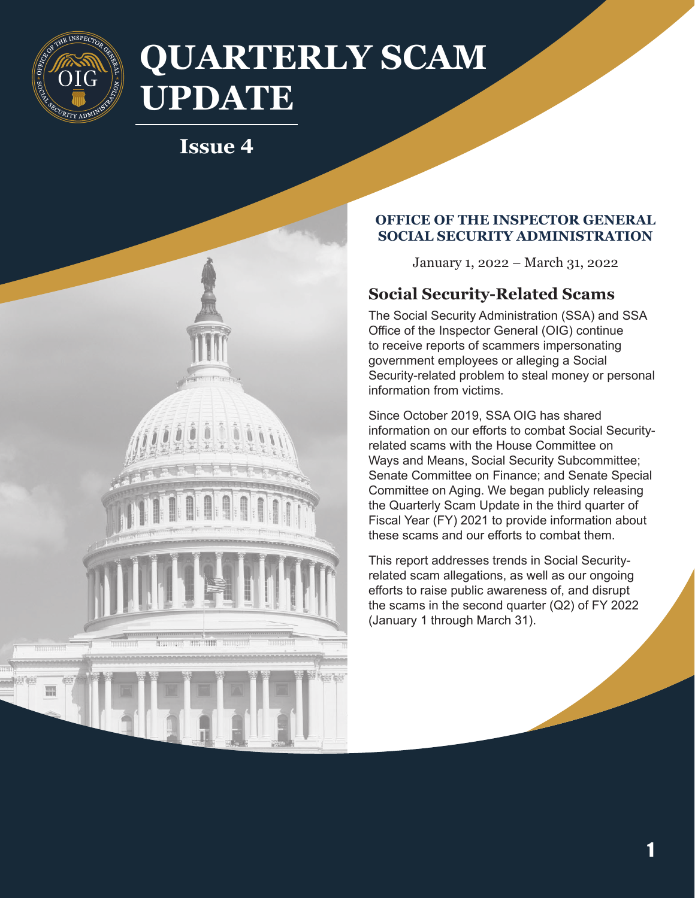# QUARTERLY SCAM UPDATE

## Issue 4

**OFFICE OF THE INSPECTOR GENERAL**
**SOCIAL SECURITY ADMINISTRATION**

January 1, 2022 – March 31, 2022

## Social Security-Related Scams

The Social Security Administration (SSA) and SSA Office of the Inspector General (OIG) continue to receive reports of scammers impersonating government employees or alleging a Social Security-related problem to steal money or personal information from victims.

Since October 2019, SSA OIG has shared information on our efforts to combat Social Security-related scams with the House Committee on Ways and Means, Social Security Subcommittee; Senate Committee on Finance; and Senate Special Committee on Aging. We began publicly releasing the Quarterly Scam Update in the third quarter of Fiscal Year (FY) 2021 to provide information about these scams and our efforts to combat them.

This report addresses trends in Social Security-related scam allegations, as well as our ongoing efforts to raise public awareness of, and disrupt the scams in the second quarter (Q2) of FY 2022 (January 1 through March 31).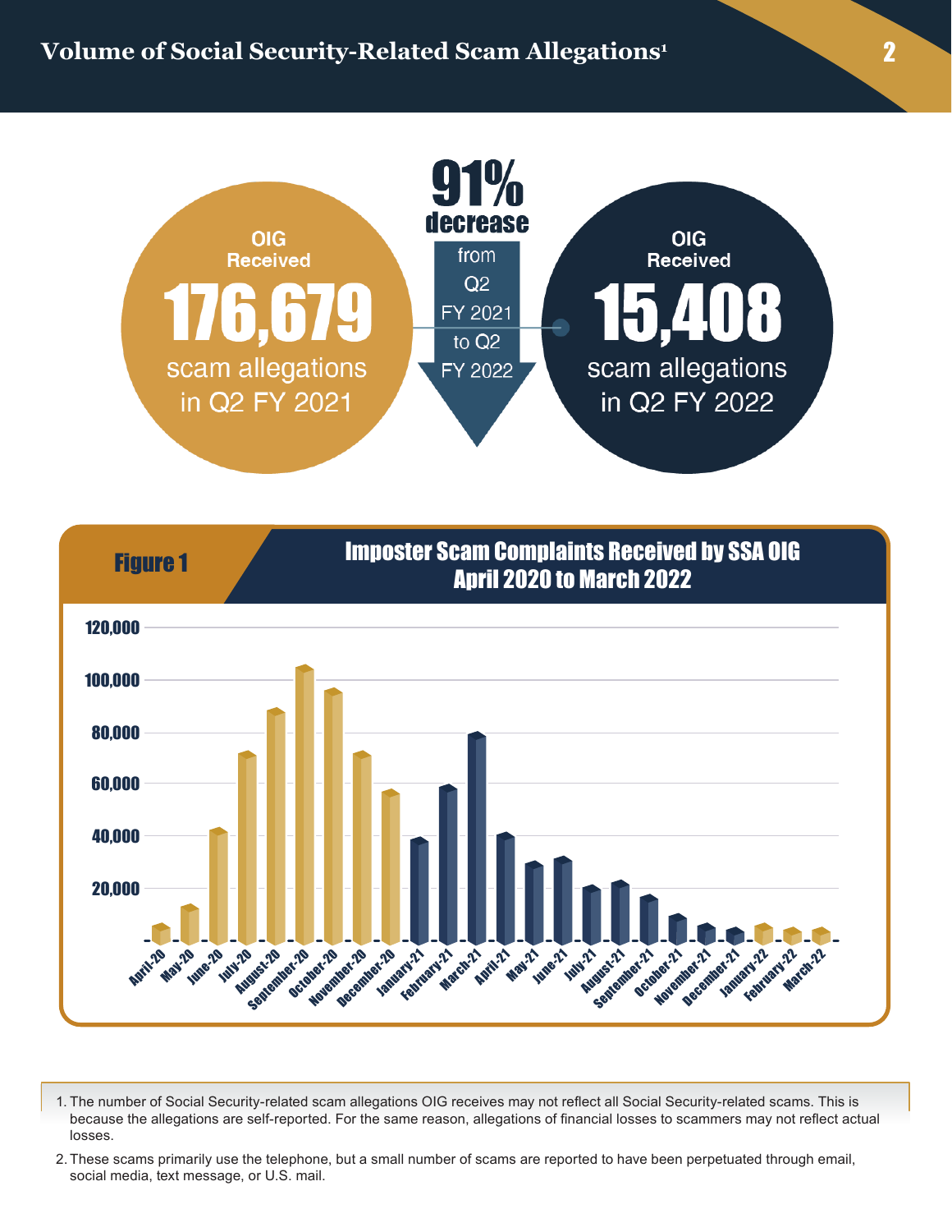# Volume of Social Security-Related Scam Allegations[1]

OIG Received **176,679** scam allegations in Q2 FY 2021

**91% decrease** from Q2 FY 2021 to Q2 FY 2022

OIG Received **15,408** scam allegations in Q2 FY 2022

**Figure 1**

**Imposter Scam Complaints Received by SSA OIG April 2020 to March 2022**

1. The number of Social Security-related scam allegations OIG receives may not reflect all Social Security-related scams. This is because the allegations are self-reported. For the same reason, allegations of financial losses to scammers may not reflect actual losses.
2. These scams primarily use the telephone, but a small number of scams are reported to have been perpetuated through email, social media, text message, or U.S. mail.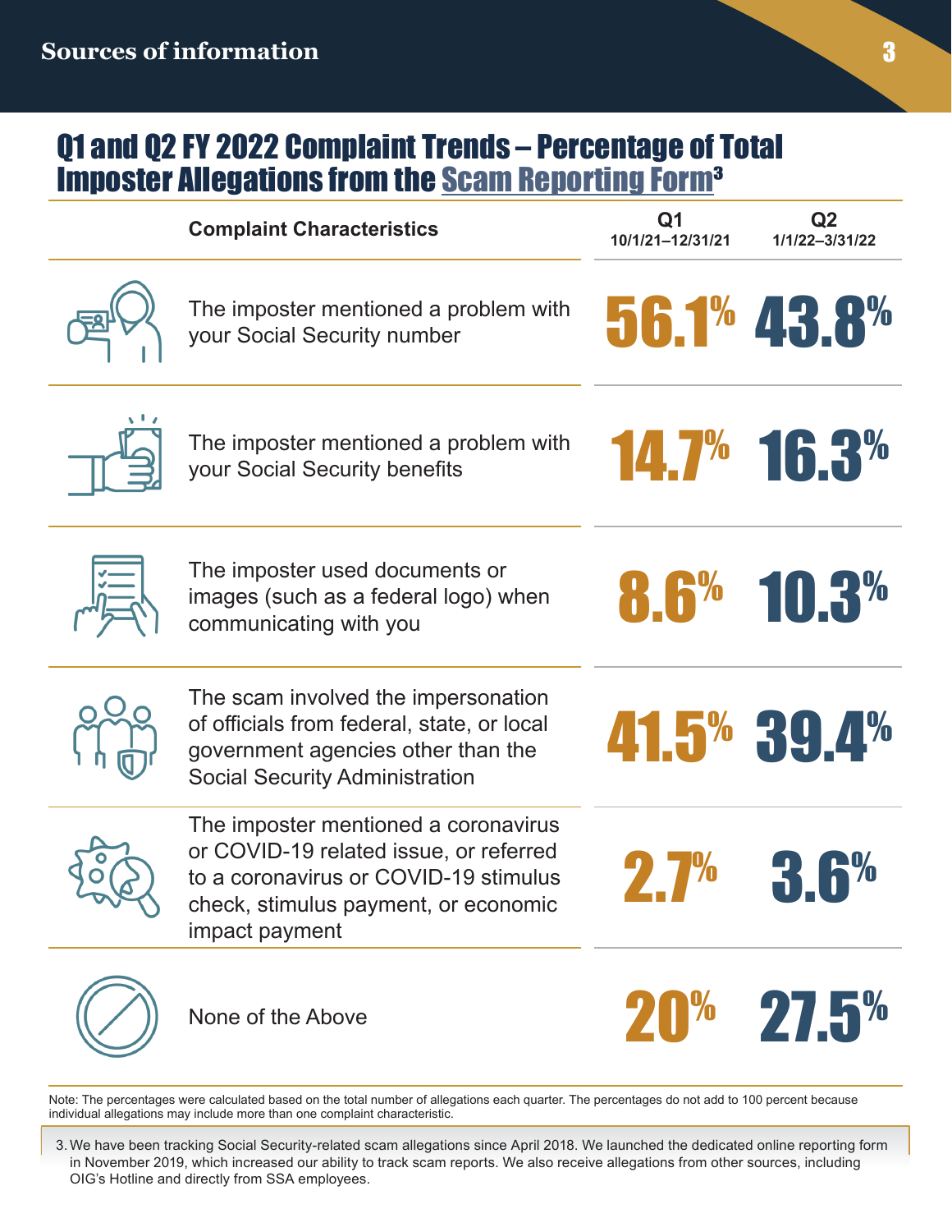## Sources of information

# Q1 and Q2 FY 2022 Complaint Trends – Percentage of Total Imposter Allegations from the Scam Reporting Form[3]

| Complaint Characteristics | Q1 10/1/21–12/31/21 | Q2 1/1/22–3/31/22 |
|---|---|---|
| The imposter mentioned a problem with your Social Security number | 56.1% | 43.8% |
| The imposter mentioned a problem with your Social Security benefits | 14.7% | 16.3% |
| The imposter used documents or images (such as a federal logo) when communicating with you | 8.6% | 10.3% |
| The scam involved the impersonation of officials from federal, state, or local government agencies other than the Social Security Administration | 41.5% | 39.4% |
| The imposter mentioned a coronavirus or COVID-19 related issue, or referred to a coronavirus or COVID-19 stimulus check, stimulus payment, or economic impact payment | 2.7% | 3.6% |
| None of the Above | 20% | 27.5% |

Note: The percentages were calculated based on the total number of allegations each quarter. The percentages do not add to 100 percent because individual allegations may include more than one complaint characteristic.

3. We have been tracking Social Security-related scam allegations since April 2018. We launched the dedicated online reporting form in November 2019, which increased our ability to track scam reports. We also receive allegations from other sources, including OIG's Hotline and directly from SSA employees.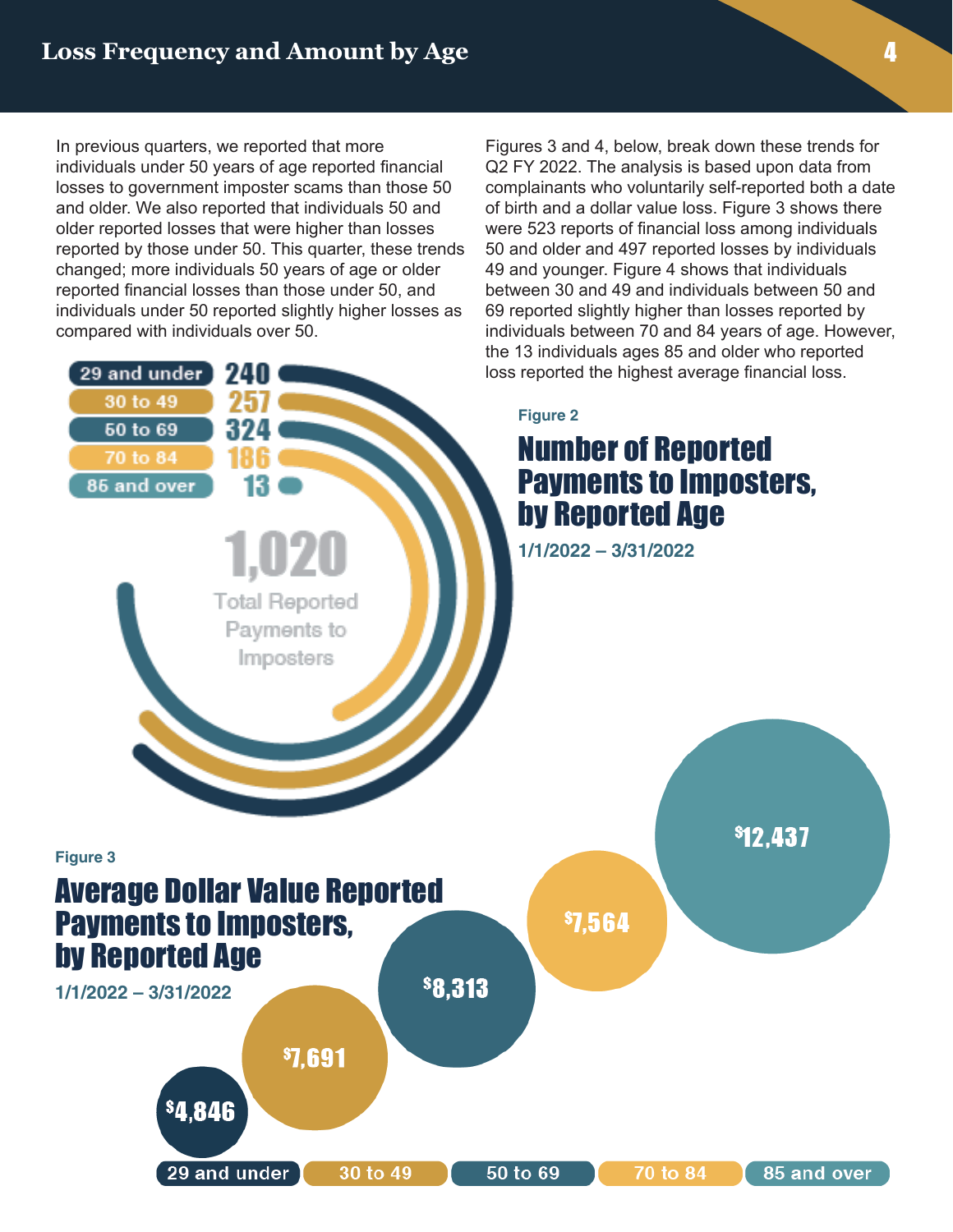# Loss Frequency and Amount by Age

In previous quarters, we reported that more individuals under 50 years of age reported financial losses to government imposter scams than those 50 and older. We also reported that individuals 50 and older reported losses that were higher than losses reported by those under 50. This quarter, these trends changed; more individuals 50 years of age or older reported financial losses than those under 50, and individuals under 50 reported slightly higher losses as compared with individuals over 50.

Figures 3 and 4, below, break down these trends for Q2 FY 2022. The analysis is based upon data from complainants who voluntarily self-reported both a date of birth and a dollar value loss. Figure 3 shows there were 523 reports of financial loss among individuals 50 and older and 497 reported losses by individuals 49 and younger. Figure 4 shows that individuals between 30 and 49 and individuals between 50 and 69 reported slightly higher than losses reported by individuals between 70 and 84 years of age. However, the 13 individuals ages 85 and older who reported loss reported the highest average financial loss.

Figure 2

## Number of Reported Payments to Imposters, by Reported Age

1/1/2022 – 3/31/2022

| Age | Reported Payments |
|---|---|
| 29 and under | 240 |
| 30 to 49 | 257 |
| 50 to 69 | 324 |
| 70 to 84 | 186 |
| 86 and over | 13 |

1,020 Total Reported Payments to Imposters

Figure 3

## Average Dollar Value Reported Payments to Imposters, by Reported Age

1/1/2022 – 3/31/2022

| Age | Average Dollar Value |
|---|---|
| 29 and under | $4,846 |
| 30 to 49 | $7,691 |
| 50 to 69 | $8,313 |
| 70 to 84 | $7,564 |
| 85 and over | $12,437 |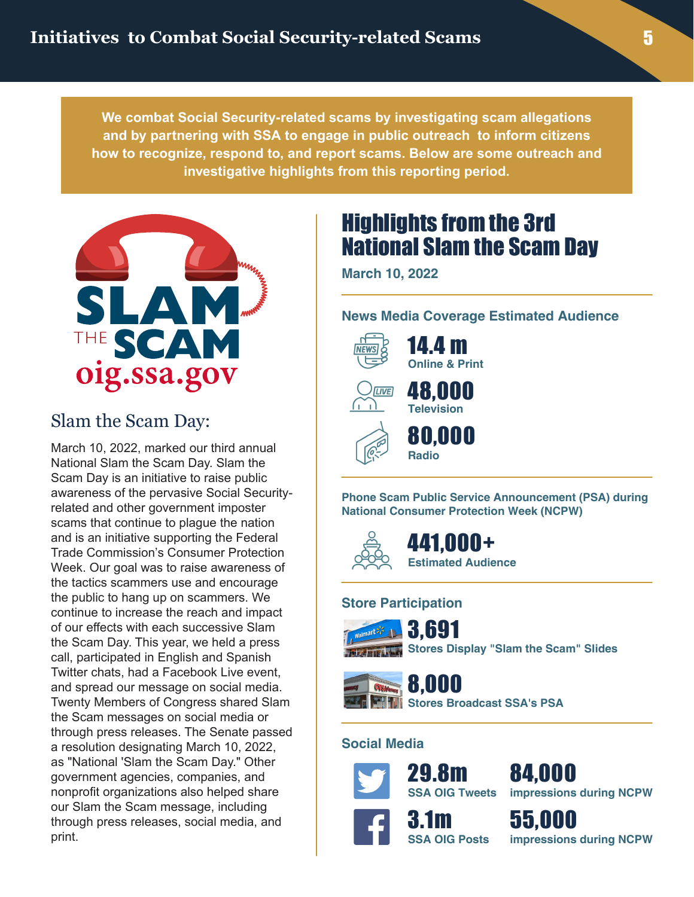# Initiatives to Combat Social Security-related Scams

**We combat Social Security-related scams by investigating scam allegations and by partnering with SSA to engage in public outreach to inform citizens how to recognize, respond to, and report scams. Below are some outreach and investigative highlights from this reporting period.**

SLAM THE SCAM oig.ssa.gov

## Slam the Scam Day:

March 10, 2022, marked our third annual National Slam the Scam Day. Slam the Scam Day is an initiative to raise public awareness of the pervasive Social Security-related and other government imposter scams that continue to plague the nation and is an initiative supporting the Federal Trade Commission's Consumer Protection Week. Our goal was to raise awareness of the tactics scammers use and encourage the public to hang up on scammers. We continue to increase the reach and impact of our effects with each successive Slam the Scam Day. This year, we held a press call, participated in English and Spanish Twitter chats, had a Facebook Live event, and spread our message on social media. Twenty Members of Congress shared Slam the Scam messages on social media or through press releases. The Senate passed a resolution designating March 10, 2022, as "National 'Slam the Scam Day." Other government agencies, companies, and nonprofit organizations also helped share our Slam the Scam message, including through press releases, social media, and print.

## Highlights from the 3rd National Slam the Scam Day

**March 10, 2022**

### News Media Coverage Estimated Audience

**14.4 m**
Online & Print

**48,000**
Television

**80,000**
Radio

### Phone Scam Public Service Announcement (PSA) during National Consumer Protection Week (NCPW)

**441,000+**
Estimated Audience

### Store Participation

**3,691**
Stores Display "Slam the Scam" Slides

**8,000**
Stores Broadcast SSA's PSA

### Social Media

**29.8m**
SSA OIG Tweets

**84,000**
impressions during NCPW

**3.1m**
SSA OIG Posts

**55,000**
impressions during NCPW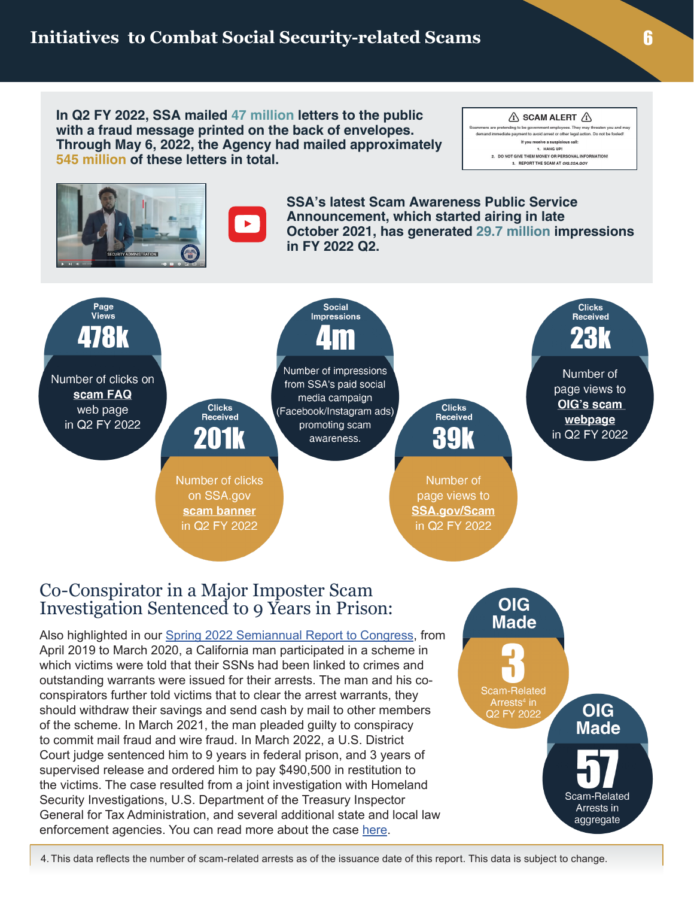# Initiatives to Combat Social Security-related Scams

**In Q2 FY 2022, SSA mailed 47 million letters to the public with a fraud message printed on the back of envelopes. Through May 6, 2022, the Agency had mailed approximately 545 million of these letters in total.**

SCAM ALERT

Scammers are pretending to be government employees. They may threaten you and may demand immediate payment to avoid arrest or other legal action. Do not be fooled!

If you receive a suspicious call:

1. HANG UP!
2. DO NOT GIVE THEM MONEY OR PERSONAL INFORMATION!
3. REPORT THE SCAM AT OIG.SSA.GOV

**SSA's latest Scam Awareness Public Service Announcement, which started airing in late October 2021, has generated 29.7 million impressions in FY 2022 Q2.**

**Page Views 478k**
Number of clicks on **scam FAQ** web page in Q2 FY 2022

**Clicks Received 201k**
Number of clicks on SSA.gov **scam banner** in Q2 FY 2022

**Social Impressions 4m**
Number of impressions from SSA's paid social media campaign (Facebook/Instagram ads) promoting scam awareness.

**Clicks Received 39k**
Number of page views to **SSA.gov/Scam** in Q2 FY 2022

**Clicks Received 23k**
Number of page views to **OIG's scam webpage** in Q2 FY 2022

## Co-Conspirator in a Major Imposter Scam Investigation Sentenced to 9 Years in Prison:

Also highlighted in our Spring 2022 Semiannual Report to Congress, from April 2019 to March 2020, a California man participated in a scheme in which victims were told that their SSNs had been linked to crimes and outstanding warrants were issued for their arrests. The man and his co-conspirators further told victims that to clear the arrest warrants, they should withdraw their savings and send cash by mail to other members of the scheme. In March 2021, the man pleaded guilty to conspiracy to commit mail fraud and wire fraud. In March 2022, a U.S. District Court judge sentenced him to 9 years in federal prison, and 3 years of supervised release and ordered him to pay $490,500 in restitution to the victims. The case resulted from a joint investigation with Homeland Security Investigations, U.S. Department of the Treasury Inspector General for Tax Administration, and several additional state and local law enforcement agencies. You can read more about the case here.

**OIG Made 3** Scam-Related Arrests[4] in Q2 FY 2022

**OIG Made 57** Scam-Related Arrests in aggregate

4. This data reflects the number of scam-related arrests as of the issuance date of this report. This data is subject to change.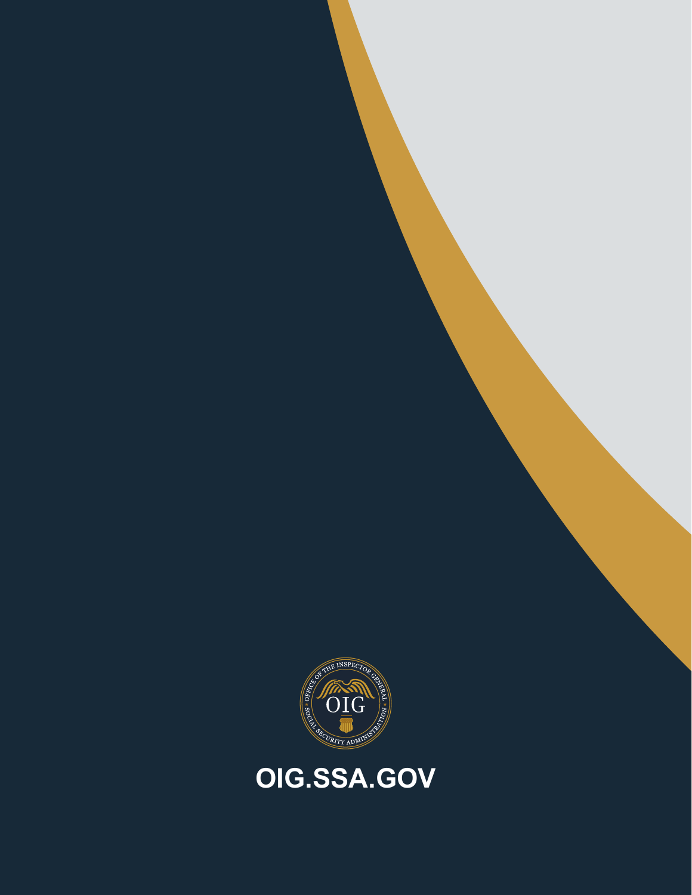**OIG.SSA.GOV**